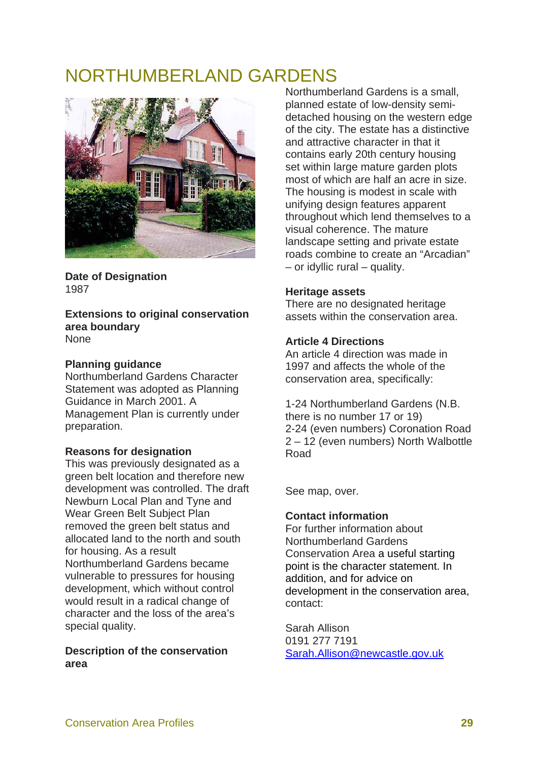# NORTHUMBERLAND GARDENS

**Date of Designation**
1987

**Extensions to original conservation area boundary**
None

**Planning guidance**
Northumberland Gardens Character Statement was adopted as Planning Guidance in March 2001. A Management Plan is currently under preparation.

**Reasons for designation**
This was previously designated as a green belt location and therefore new development was controlled. The draft Newburn Local Plan and Tyne and Wear Green Belt Subject Plan removed the green belt status and allocated land to the north and south for housing. As a result Northumberland Gardens became vulnerable to pressures for housing development, which without control would result in a radical change of character and the loss of the area's special quality.

**Description of the conservation area**
Northumberland Gardens is a small, planned estate of low-density semi-detached housing on the western edge of the city. The estate has a distinctive and attractive character in that it contains early 20th century housing set within large mature garden plots most of which are half an acre in size. The housing is modest in scale with unifying design features apparent throughout which lend themselves to a visual coherence. The mature landscape setting and private estate roads combine to create an "Arcadian" – or idyllic rural – quality.

**Heritage assets**
There are no designated heritage assets within the conservation area.

**Article 4 Directions**
An article 4 direction was made in 1997 and affects the whole of the conservation area, specifically:

1-24 Northumberland Gardens (N.B. there is no number 17 or 19)
2-24 (even numbers) Coronation Road
2 – 12 (even numbers) North Walbottle Road

See map, over.

**Contact information**
For further information about Northumberland Gardens Conservation Area a useful starting point is the character statement. In addition, and for advice on development in the conservation area, contact:

Sarah Allison
0191 277 7191
Sarah.Allison@newcastle.gov.uk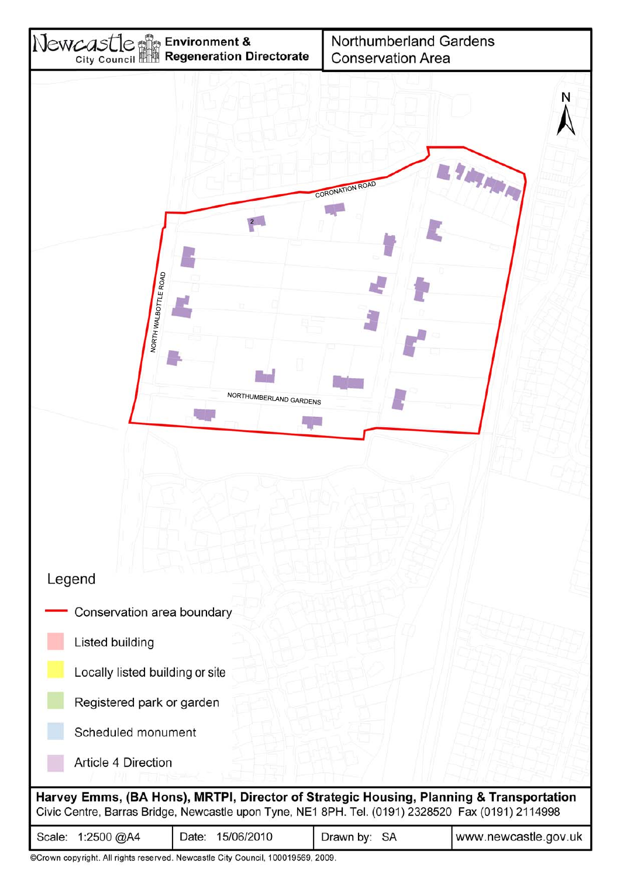Newcastle City Council | Environment & Regeneration Directorate

# Northumberland Gardens Conservation Area

N

CORONATION ROAD

NORTH WALBOTTLE ROAD

NORTHUMBERLAND GARDENS

2

## Legend

- Conservation area boundary
- Listed building
- Locally listed building or site
- Registered park or garden
- Scheduled monument
- Article 4 Direction

**Harvey Emms, (BA Hons), MRTPI, Director of Strategic Housing, Planning & Transportation**
Civic Centre, Barras Bridge, Newcastle upon Tyne, NE1 8PH. Tel. (0191) 2328520 Fax (0191) 2114998

| Scale: 1:2500 @A4 | Date: 15/06/2010 | Drawn by: SA | www.newcastle.gov.uk |
|---|---|---|---|

©Crown copyright. All rights reserved. Newcastle City Council, 100019569, 2009.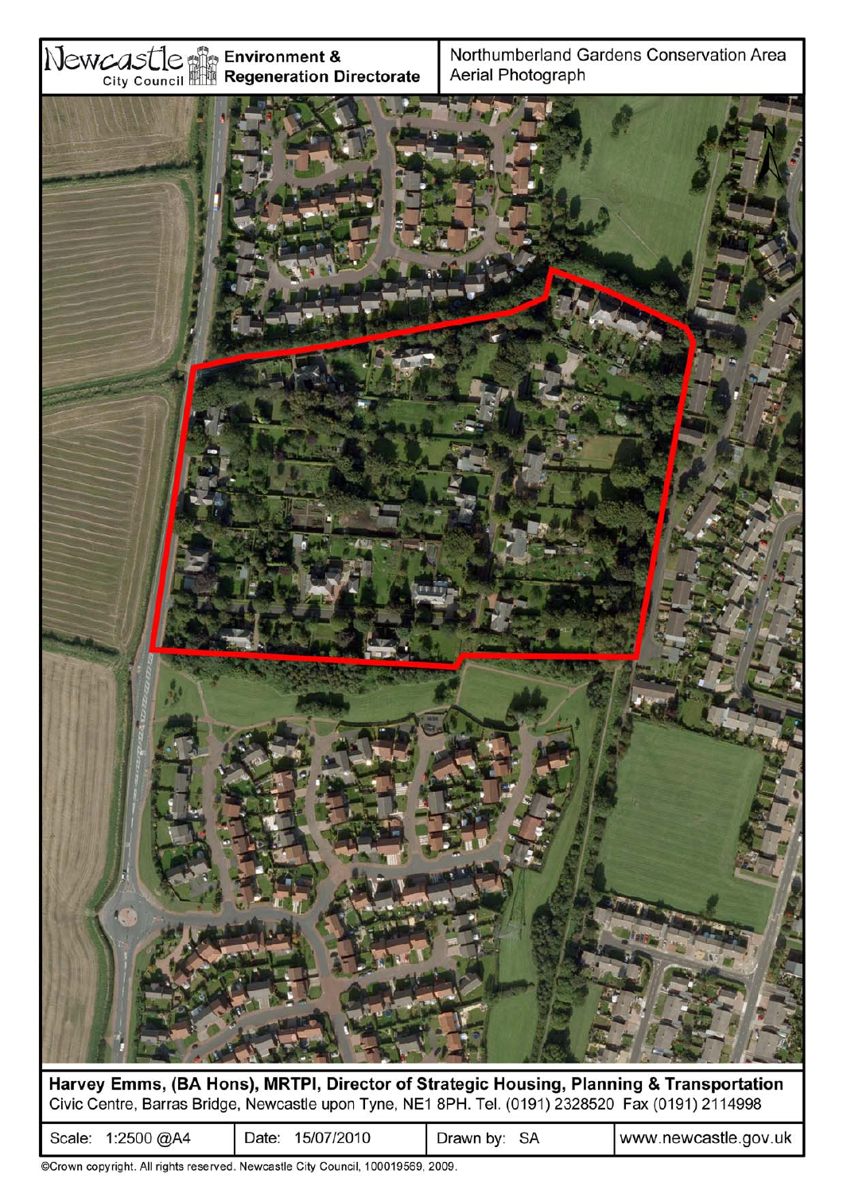Newcastle City Council

Environment & Regeneration Directorate

Northumberland Gardens Conservation Area Aerial Photograph

N

**Harvey Emms, (BA Hons), MRTPI, Director of Strategic Housing, Planning & Transportation**

Civic Centre, Barras Bridge, Newcastle upon Tyne, NE1 8PH. Tel. (0191) 2328520 Fax (0191) 2114998

| | | | |
|---|---|---|---|
| Scale: 1:2500 @A4 | Date: 15/07/2010 | Drawn by: SA | www.newcastle.gov.uk |

©Crown copyright. All rights reserved. Newcastle City Council, 100019569, 2009.